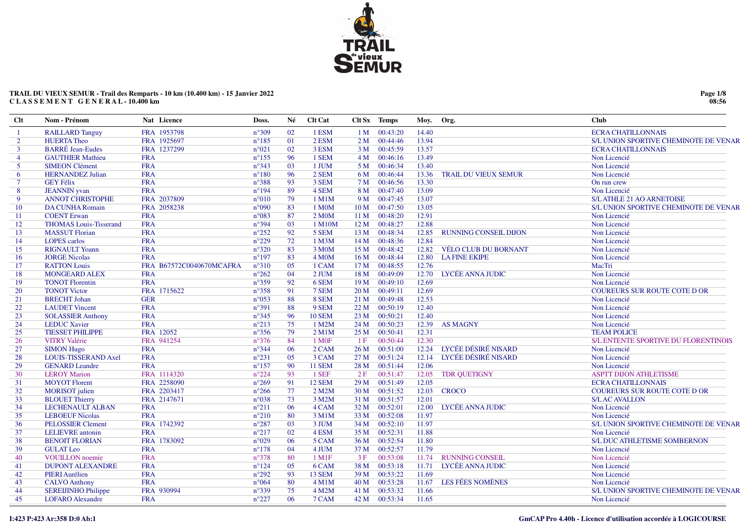**TRAIL DU VIEUX SEMUR - Trail des Remparts - 10 km (10.400 km) - 15 Janvier 2022**
**C L A S S E M E N T G E N E R A L - 10.400 km**

08:56

| Clt | Nom - Prénom | Nat | Licence | Doss. | Né | Clt Cat | Clt Sx | Temps | Moy. | Org. | Club |
|---|---|---|---|---|---|---|---|---|---|---|---|
| 1 | RAILLARD Tanguy | FRA | 1953798 | n°309 | 02 | 1 ESM | 1 M | 00:43:20 | 14.40 | | ECRA CHATILLONNAIS |
| 2 | HUERTA Theo | FRA | 1925697 | n°185 | 01 | 2 ESM | 2 M | 00:44:46 | 13.94 | | S/L UNION SPORTIVE CHEMINOTE DE VENAR |
| 3 | BARRÉ Jean-Eudes | FRA | 1237299 | n°021 | 02 | 3 ESM | 3 M | 00:45:59 | 13.57 | | ECRA CHATILLONNAIS |
| 4 | GAUTHIER Mathieu | FRA | | n°155 | 96 | 1 SEM | 4 M | 00:46:16 | 13.49 | | Non Licencié |
| 5 | SIMEON Clément | FRA | | n°343 | 03 | 1 JUM | 5 M | 00:46:34 | 13.40 | | Non Licencié |
| 6 | HERNANDEZ Julian | FRA | | n°180 | 96 | 2 SEM | 6 M | 00:46:44 | 13.36 | TRAIL DU VIEUX SEMUR | Non Licencié |
| 7 | GEY Félix | FRA | | n°388 | 93 | 3 SEM | 7 M | 00:46:56 | 13.30 | | On run crew |
| 8 | JEANNIN yvan | FRA | | n°194 | 89 | 4 SEM | 8 M | 00:47:40 | 13.09 | | Non Licencié |
| 9 | ANNOT CHRISTOPHE | FRA | 2037809 | n°010 | 79 | 1 M1M | 9 M | 00:47:45 | 13.07 | | S/L ATHLE 21 AO ARNETOISE |
| 10 | DA CUNHA Romain | FRA | 2058238 | n°090 | 83 | 1 M0M | 10 M | 00:47:50 | 13.05 | | S/L UNION SPORTIVE CHEMINOTE DE VENAR |
| 11 | COENT Erwan | FRA | | n°083 | 87 | 2 M0M | 11 M | 00:48:20 | 12.91 | | Non Licencié |
| 12 | THOMAS Louis-Tisserand | FRA | | n°394 | 03 | 1 M10M | 12 M | 00:48:27 | 12.88 | | Non Licencié |
| 13 | MASSUT Florian | FRA | | n°252 | 92 | 5 SEM | 13 M | 00:48:34 | 12.85 | RUNNING CONSEIL DIJON | Non Licencié |
| 14 | LOPES carlos | FRA | | n°229 | 72 | 1 M3M | 14 M | 00:48:36 | 12.84 | | Non Licencié |
| 15 | RIGNAULT Yoann | FRA | | n°320 | 83 | 3 M0M | 15 M | 00:48:42 | 12.82 | VÉLO CLUB DU BORNANT | Non Licencié |
| 16 | JORGE Nicolas | FRA | | n°197 | 83 | 4 M0M | 16 M | 00:48:44 | 12.80 | LA FINE EKIPE | Non Licencié |
| 17 | RATTON Louis | FRA | B67572C0040670MCAFRA | n°310 | 05 | 1 CAM | 17 M | 00:48:55 | 12.76 | | MacTri |
| 18 | MONGEARD ALEX | FRA | | n°262 | 04 | 2 JUM | 18 M | 00:49:09 | 12.70 | LYCÉE ANNA JUDIC | Non Licencié |
| 19 | TONOT Florentin | FRA | | n°359 | 92 | 6 SEM | 19 M | 00:49:10 | 12.69 | | Non Licencié |
| 20 | TONOT Victor | FRA | 1715622 | n°358 | 91 | 7 SEM | 20 M | 00:49:11 | 12.69 | | COUREURS SUR ROUTE COTE D OR |
| 21 | BRECHT Johan | GER | | n°053 | 88 | 8 SEM | 21 M | 00:49:48 | 12.53 | | Non Licencié |
| 22 | LAUDET Vincent | FRA | | n°391 | 88 | 9 SEM | 22 M | 00:50:19 | 12.40 | | Non Licencié |
| 23 | SOLASSIER Anthony | FRA | | n°345 | 96 | 10 SEM | 23 M | 00:50:21 | 12.40 | | Non Licencié |
| 24 | LEDUC Xavier | FRA | | n°213 | 75 | 1 M2M | 24 M | 00:50:23 | 12.39 | AS MAGNY | Non Licencié |
| 25 | TIESSET PHILIPPE | FRA | 12052 | n°356 | 79 | 2 M1M | 25 M | 00:50:41 | 12.31 | | TEAM POLICE |
| 26 | VITRY Valérie | FRA | 941254 | n°376 | 84 | 1 M0F | 1 F | 00:50:44 | 12.30 | | S/L ENTENTE SPORTIVE DU FLORENTINOIS |
| 27 | SIMON Hugo | FRA | | n°344 | 06 | 2 CAM | 26 M | 00:51:00 | 12.24 | LYCÉE DÉSIRÉ NISARD | Non Licencié |
| 28 | LOUIS-TISSERAND Axel | FRA | | n°231 | 05 | 3 CAM | 27 M | 00:51:24 | 12.14 | LYCÉE DÉSIRÉ NISARD | Non Licencié |
| 29 | GENARD Leandre | FRA | | n°157 | 90 | 11 SEM | 28 M | 00:51:44 | 12.06 | | Non Licencié |
| 30 | LEROY Marion | FRA | 1114320 | n°224 | 93 | 1 SEF | 2 F | 00:51:47 | 12.05 | TDR QUETIGNY | ASPTT DIJON ATHLETISME |
| 31 | MOYOT Florent | FRA | 2258090 | n°269 | 91 | 12 SEM | 29 M | 00:51:49 | 12.05 | | ECRA CHATILLONNAIS |
| 32 | MORISOT julien | FRA | 2203417 | n°266 | 77 | 2 M2M | 30 M | 00:51:52 | 12.03 | CROCO | COUREURS SUR ROUTE COTE D OR |
| 33 | BLOUET Thierry | FRA | 2147671 | n°038 | 73 | 3 M2M | 31 M | 00:51:57 | 12.01 | | S/L AC AVALLON |
| 34 | LECHENAULT ALBAN | FRA | | n°211 | 06 | 4 CAM | 32 M | 00:52:01 | 12.00 | LYCÉE ANNA JUDIC | Non Licencié |
| 35 | LEBOEUF Nicolas | FRA | | n°210 | 80 | 3 M1M | 33 M | 00:52:08 | 11.97 | | Non Licencié |
| 36 | PELOSSIER Clement | FRA | 1742392 | n°287 | 03 | 3 JUM | 34 M | 00:52:10 | 11.97 | | S/L UNION SPORTIVE CHEMINOTE DE VENAR |
| 37 | LELIEVRE antonin | FRA | | n°217 | 02 | 4 ESM | 35 M | 00:52:31 | 11.88 | | Non Licencié |
| 38 | BENOIT FLORIAN | FRA | 1783092 | n°029 | 06 | 5 CAM | 36 M | 00:52:54 | 11.80 | | S/L DUC ATHLETISME SOMBERNON |
| 39 | GULAT Leo | FRA | | n°178 | 04 | 4 JUM | 37 M | 00:52:57 | 11.79 | | Non Licencié |
| 40 | VOUILLON noemie | FRA | | n°378 | 80 | 1 M1F | 3 F | 00:53:08 | 11.74 | RUNNING CONSEIL | Non Licencié |
| 41 | DUPONT ALEXANDRE | FRA | | n°124 | 05 | 6 CAM | 38 M | 00:53:18 | 11.71 | LYCÉE ANNA JUDIC | Non Licencié |
| 42 | PIERI Aurélien | FRA | | n°292 | 93 | 13 SEM | 39 M | 00:53:22 | 11.69 | | Non Licencié |
| 43 | CALVO Anthony | FRA | | n°064 | 80 | 4 M1M | 40 M | 00:53:28 | 11.67 | LES FÉES NOMÈNES | Non Licencié |
| 44 | SEREIJINHO Philippe | FRA | 930994 | n°339 | 75 | 4 M2M | 41 M | 00:53:32 | 11.66 | | S/L UNION SPORTIVE CHEMINOTE DE VENAR |
| 45 | LOFARO Alexandre | FRA | | n°227 | 06 | 7 CAM | 42 M | 00:53:34 | 11.65 | | Non Licencié |

I:423 P:423 Ar:358 D:0 Ab:1

GmCAP Pro 4.40h - Licence d'utilisation accordée à LOGICOURSE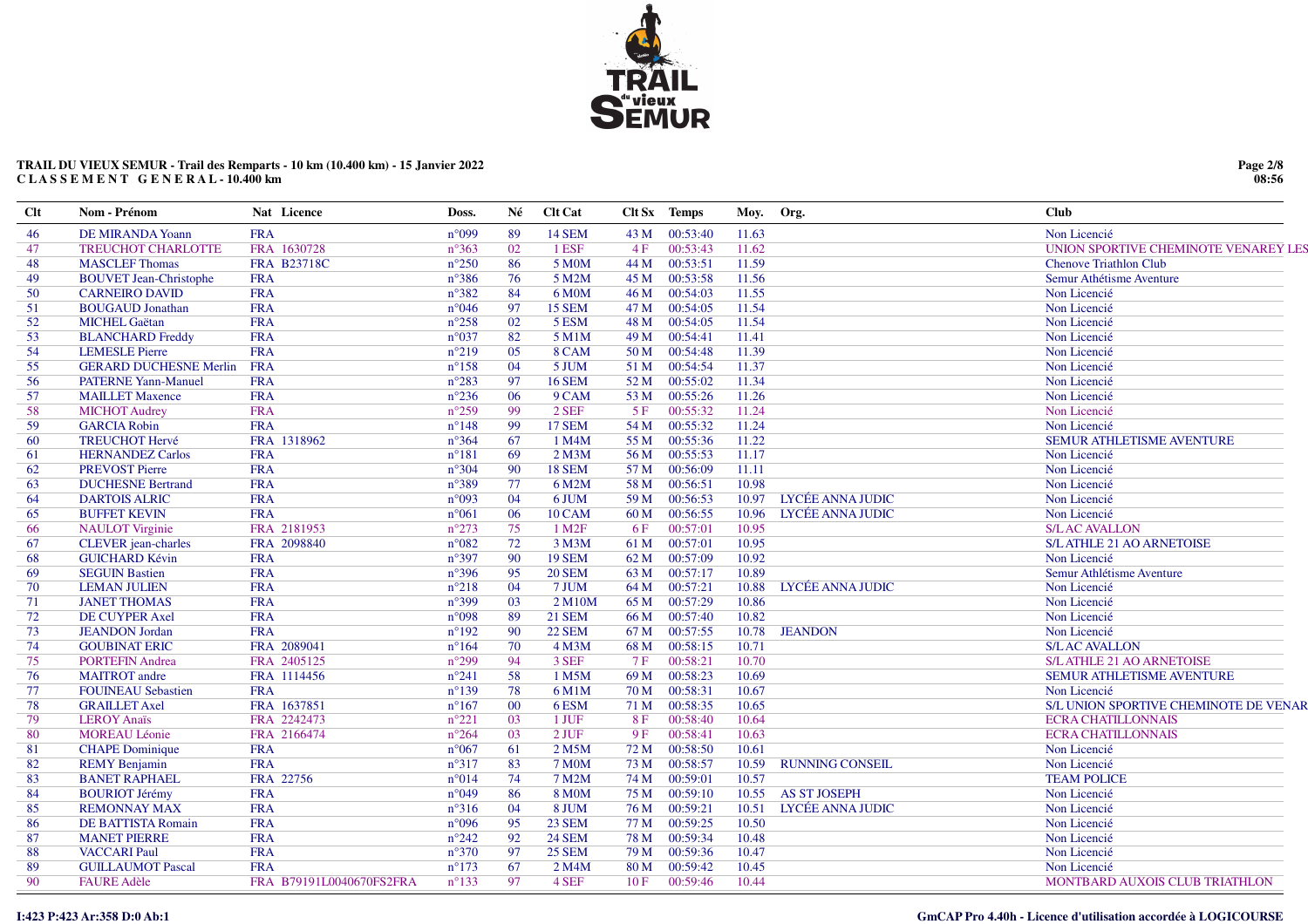TRAIL DU VIEUX SEMUR - Trail des Remparts - 10 km (10.400 km) - 15 Janvier 2022
C L A S S E M E N T G E N E R A L - 10.400 km

| Clt | Nom - Prénom | Nat | Licence | Doss. | Né | Clt Cat | Clt Sx | Temps | Moy. | Org. | Club |
|---|---|---|---|---|---|---|---|---|---|---|---|
| 46 | DE MIRANDA Yoann | FRA | | n°099 | 89 | 14 SEM | 43 M | 00:53:40 | 11.63 | | Non Licencié |
| 47 | TREUCHOT CHARLOTTE | FRA | 1630728 | n°363 | 02 | 1 ESF | 4 F | 00:53:43 | 11.62 | | UNION SPORTIVE CHEMINOTE VENAREY LES |
| 48 | MASCLEF Thomas | FRA | B23718C | n°250 | 86 | 5 M0M | 44 M | 00:53:51 | 11.59 | | Chenove Triathlon Club |
| 49 | BOUVET Jean-Christophe | FRA | | n°386 | 76 | 5 M2M | 45 M | 00:53:58 | 11.56 | | Semur Athlétisme Aventure |
| 50 | CARNEIRO DAVID | FRA | | n°382 | 84 | 6 M0M | 46 M | 00:54:03 | 11.55 | | Non Licencié |
| 51 | BOUGAUD Jonathan | FRA | | n°046 | 97 | 15 SEM | 47 M | 00:54:05 | 11.54 | | Non Licencié |
| 52 | MICHEL Gaëtan | FRA | | n°258 | 02 | 5 ESM | 48 M | 00:54:05 | 11.54 | | Non Licencié |
| 53 | BLANCHARD Freddy | FRA | | n°037 | 82 | 5 M1M | 49 M | 00:54:41 | 11.41 | | Non Licencié |
| 54 | LEMESLE Pierre | FRA | | n°219 | 05 | 8 CAM | 50 M | 00:54:48 | 11.39 | | Non Licencié |
| 55 | GERARD DUCHESNE Merlin | FRA | | n°158 | 04 | 5 JUM | 51 M | 00:54:54 | 11.37 | | Non Licencié |
| 56 | PATERNE Yann-Manuel | FRA | | n°283 | 97 | 16 SEM | 52 M | 00:55:02 | 11.34 | | Non Licencié |
| 57 | MAILLET Maxence | FRA | | n°236 | 06 | 9 CAM | 53 M | 00:55:26 | 11.26 | | Non Licencié |
| 58 | MICHOT Audrey | FRA | | n°259 | 99 | 2 SEF | 5 F | 00:55:32 | 11.24 | | Non Licencié |
| 59 | GARCIA Robin | FRA | | n°148 | 99 | 17 SEM | 54 M | 00:55:32 | 11.24 | | Non Licencié |
| 60 | TREUCHOT Hervé | FRA | 1318962 | n°364 | 67 | 1 M4M | 55 M | 00:55:36 | 11.22 | | SEMUR ATHLETISME AVENTURE |
| 61 | HERNANDEZ Carlos | FRA | | n°181 | 69 | 2 M3M | 56 M | 00:55:53 | 11.17 | | Non Licencié |
| 62 | PREVOST Pierre | FRA | | n°304 | 90 | 18 SEM | 57 M | 00:56:09 | 11.11 | | Non Licencié |
| 63 | DUCHESNE Bertrand | FRA | | n°389 | 77 | 6 M2M | 58 M | 00:56:51 | 10.98 | | Non Licencié |
| 64 | DARTOIS ALRIC | FRA | | n°093 | 04 | 6 JUM | 59 M | 00:56:53 | 10.97 | LYCÉE ANNA JUDIC | Non Licencié |
| 65 | BUFFET KEVIN | FRA | | n°061 | 06 | 10 CAM | 60 M | 00:56:55 | 10.96 | LYCÉE ANNA JUDIC | Non Licencié |
| 66 | NAULOT Virginie | FRA | 2181953 | n°273 | 75 | 1 M2F | 6 F | 00:57:01 | 10.95 | | S/L AC AVALLON |
| 67 | CLEVER jean-charles | FRA | 2098840 | n°082 | 72 | 3 M3M | 61 M | 00:57:01 | 10.95 | | S/L ATHLE 21 AO ARNETOISE |
| 68 | GUICHARD Kévin | FRA | | n°397 | 90 | 19 SEM | 62 M | 00:57:09 | 10.92 | | Non Licencié |
| 69 | SEGUIN Bastien | FRA | | n°396 | 95 | 20 SEM | 63 M | 00:57:17 | 10.89 | | Semur Athlétisme Aventure |
| 70 | LEMAN JULIEN | FRA | | n°218 | 04 | 7 JUM | 64 M | 00:57:21 | 10.88 | LYCÉE ANNA JUDIC | Non Licencié |
| 71 | JANET THOMAS | FRA | | n°399 | 03 | 2 M10M | 65 M | 00:57:29 | 10.86 | | Non Licencié |
| 72 | DE CUYPER Axel | FRA | | n°098 | 89 | 21 SEM | 66 M | 00:57:40 | 10.82 | | Non Licencié |
| 73 | JEANDON Jordan | FRA | | n°192 | 90 | 22 SEM | 67 M | 00:57:55 | 10.78 | JEANDON | Non Licencié |
| 74 | GOUBINAT ERIC | FRA | 2089041 | n°164 | 70 | 4 M3M | 68 M | 00:58:15 | 10.71 | | S/L AC AVALLON |
| 75 | PORTEFIN Andrea | FRA | 2405125 | n°299 | 94 | 3 SEF | 7 F | 00:58:21 | 10.70 | | S/L ATHLE 21 AO ARNETOISE |
| 76 | MAITROT andre | FRA | 1114456 | n°241 | 58 | 1 M5M | 69 M | 00:58:23 | 10.69 | | SEMUR ATHLETISME AVENTURE |
| 77 | FOUINEAU Sebastien | FRA | | n°139 | 78 | 6 M1M | 70 M | 00:58:31 | 10.67 | | Non Licencié |
| 78 | GRAILLET Axel | FRA | 1637851 | n°167 | 00 | 6 ESM | 71 M | 00:58:35 | 10.65 | | S/L UNION SPORTIVE CHEMINOTE DE VENAR |
| 79 | LEROY Anaïs | FRA | 2242473 | n°221 | 03 | 1 JUF | 8 F | 00:58:40 | 10.64 | | ECRA CHATILLONNAIS |
| 80 | MOREAU Léonie | FRA | 2166474 | n°264 | 03 | 2 JUF | 9 F | 00:58:41 | 10.63 | | ECRA CHATILLONNAIS |
| 81 | CHAPE Dominique | FRA | | n°067 | 61 | 2 M5M | 72 M | 00:58:50 | 10.61 | | Non Licencié |
| 82 | REMY Benjamin | FRA | | n°317 | 83 | 7 M0M | 73 M | 00:58:57 | 10.59 | RUNNING CONSEIL | Non Licencié |
| 83 | BANET RAPHAEL | FRA | 22756 | n°014 | 74 | 7 M2M | 74 M | 00:59:01 | 10.57 | | TEAM POLICE |
| 84 | BOURIOT Jérémy | FRA | | n°049 | 86 | 8 M0M | 75 M | 00:59:10 | 10.55 | AS ST JOSEPH | Non Licencié |
| 85 | REMONNAY MAX | FRA | | n°316 | 04 | 8 JUM | 76 M | 00:59:21 | 10.51 | LYCÉE ANNA JUDIC | Non Licencié |
| 86 | DE BATTISTA Romain | FRA | | n°096 | 95 | 23 SEM | 77 M | 00:59:25 | 10.50 | | Non Licencié |
| 87 | MANET PIERRE | FRA | | n°242 | 92 | 24 SEM | 78 M | 00:59:34 | 10.48 | | Non Licencié |
| 88 | VACCARI Paul | FRA | | n°370 | 97 | 25 SEM | 79 M | 00:59:36 | 10.47 | | Non Licencié |
| 89 | GUILLAUMOT Pascal | FRA | | n°173 | 67 | 2 M4M | 80 M | 00:59:42 | 10.45 | | Non Licencié |
| 90 | FAURE Adèle | FRA | B79191L0040670FS2FRA | n°133 | 97 | 4 SEF | 10 F | 00:59:46 | 10.44 | | MONTBARD AUXOIS CLUB TRIATHLON |

I:423 P:423 Ar:358 D:0 Ab:1

GmCAP Pro 4.40h - Licence d'utilisation accordée à LOGICOURSE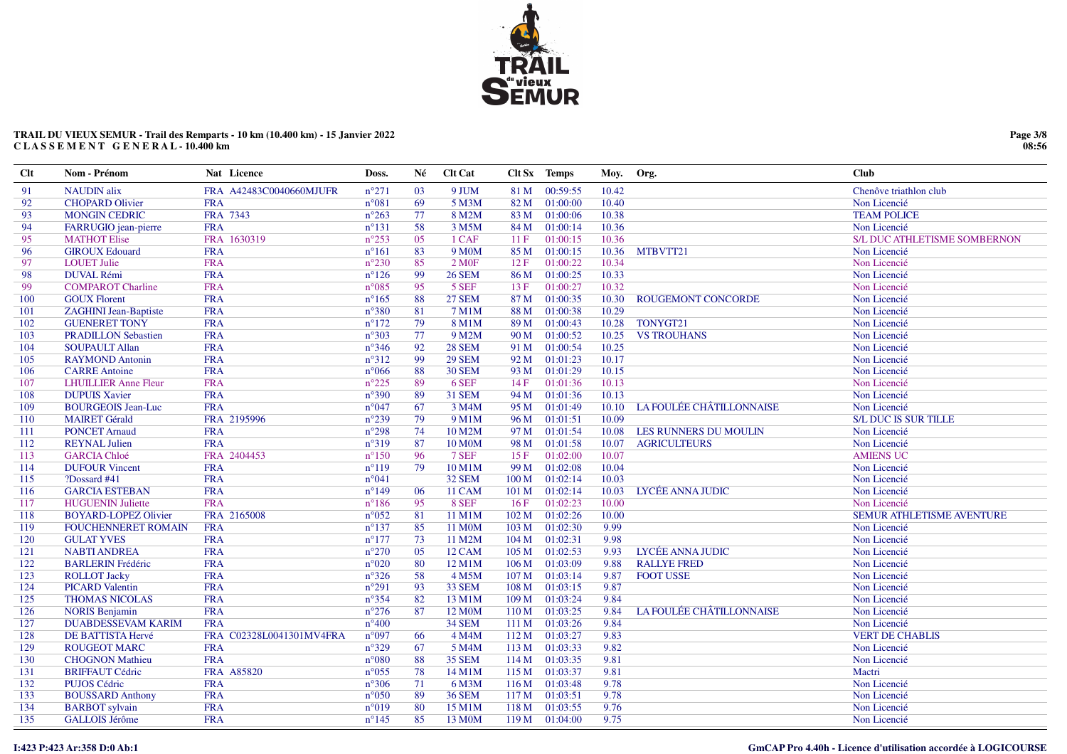**TRAIL DU VIEUX SEMUR - Trail des Remparts - 10 km (10.400 km) - 15 Janvier 2022**
**C L A S S E M E N T G E N E R A L - 10.400 km**

| Clt | Nom - Prénom | Nat | Licence | Doss. | Né | Clt Cat | Clt Sx | Temps | Moy. | Org. | Club |
|---|---|---|---|---|---|---|---|---|---|---|---|
| 91 | NAUDIN alix | FRA | A42483C0040660MJUFR | n°271 | 03 | 9 JUM | 81 M | 00:59:55 | 10.42 | | Chenôve triathlon club |
| 92 | CHOPARD Olivier | FRA | | n°081 | 69 | 5 M3M | 82 M | 01:00:00 | 10.40 | | Non Licencié |
| 93 | MONGIN CEDRIC | FRA | 7343 | n°263 | 77 | 8 M2M | 83 M | 01:00:06 | 10.38 | | TEAM POLICE |
| 94 | FARRUGIO jean-pierre | FRA | | n°131 | 58 | 3 M5M | 84 M | 01:00:14 | 10.36 | | Non Licencié |
| 95 | MATHOT Elise | FRA | 1630319 | n°253 | 05 | 1 CAF | 11 F | 01:00:15 | 10.36 | | S/L DUC ATHLETISME SOMBERNON |
| 96 | GIROUX Edouard | FRA | | n°161 | 83 | 9 M0M | 85 M | 01:00:15 | 10.36 | MTBVTT21 | Non Licencié |
| 97 | LOUET Julie | FRA | | n°230 | 85 | 2 M0F | 12 F | 01:00:22 | 10.34 | | Non Licencié |
| 98 | DUVAL Rémi | FRA | | n°126 | 99 | 26 SEM | 86 M | 01:00:25 | 10.33 | | Non Licencié |
| 99 | COMPAROT Charline | FRA | | n°085 | 95 | 5 SEF | 13 F | 01:00:27 | 10.32 | | Non Licencié |
| 100 | GOUX Florent | FRA | | n°165 | 88 | 27 SEM | 87 M | 01:00:35 | 10.30 | ROUGEMONT CONCORDE | Non Licencié |
| 101 | ZAGHINI Jean-Baptiste | FRA | | n°380 | 81 | 7 M1M | 88 M | 01:00:38 | 10.29 | | Non Licencié |
| 102 | GUENERET TONY | FRA | | n°172 | 79 | 8 M1M | 89 M | 01:00:43 | 10.28 | TONYGT21 | Non Licencié |
| 103 | PRADILLON Sebastien | FRA | | n°303 | 77 | 9 M2M | 90 M | 01:00:52 | 10.25 | VS TROUHANS | Non Licencié |
| 104 | SOUPAULT Allan | FRA | | n°346 | 92 | 28 SEM | 91 M | 01:00:54 | 10.25 | | Non Licencié |
| 105 | RAYMOND Antonin | FRA | | n°312 | 99 | 29 SEM | 92 M | 01:01:23 | 10.17 | | Non Licencié |
| 106 | CARRE Antoine | FRA | | n°066 | 88 | 30 SEM | 93 M | 01:01:29 | 10.15 | | Non Licencié |
| 107 | LHUILLIER Anne Fleur | FRA | | n°225 | 89 | 6 SEF | 14 F | 01:01:36 | 10.13 | | Non Licencié |
| 108 | DUPUIS Xavier | FRA | | n°390 | 89 | 31 SEM | 94 M | 01:01:36 | 10.13 | | Non Licencié |
| 109 | BOURGEOIS Jean-Luc | FRA | | n°047 | 67 | 3 M4M | 95 M | 01:01:49 | 10.10 | LA FOULÉE CHÂTILLONNAISE | Non Licencié |
| 110 | MAIRET Gérald | FRA | 2195996 | n°239 | 79 | 9 M1M | 96 M | 01:01:51 | 10.09 | | S/L DUC IS SUR TILLE |
| 111 | PONCET Arnaud | FRA | | n°298 | 74 | 10 M2M | 97 M | 01:01:54 | 10.08 | LES RUNNERS DU MOULIN | Non Licencié |
| 112 | REYNAL Julien | FRA | | n°319 | 87 | 10 M0M | 98 M | 01:01:58 | 10.07 | AGRICULTEURS | Non Licencié |
| 113 | GARCIA Chloé | FRA | 2404453 | n°150 | 96 | 7 SEF | 15 F | 01:02:00 | 10.07 | | AMIENS UC |
| 114 | DUFOUR Vincent | FRA | | n°119 | 79 | 10 M1M | 99 M | 01:02:08 | 10.04 | | Non Licencié |
| 115 | ?Dossard #41 | FRA | | n°041 | | 32 SEM | 100 M | 01:02:14 | 10.03 | | Non Licencié |
| 116 | GARCIA ESTEBAN | FRA | | n°149 | 06 | 11 CAM | 101 M | 01:02:14 | 10.03 | LYCÉE ANNA JUDIC | Non Licencié |
| 117 | HUGUENIN Juliette | FRA | | n°186 | 95 | 8 SEF | 16 F | 01:02:23 | 10.00 | | Non Licencié |
| 118 | BOYARD-LOPEZ Olivier | FRA | 2165008 | n°052 | 81 | 11 M1M | 102 M | 01:02:26 | 10.00 | | SEMUR ATHLETISME AVENTURE |
| 119 | FOUCHENNERET ROMAIN | FRA | | n°137 | 85 | 11 M0M | 103 M | 01:02:30 | 9.99 | | Non Licencié |
| 120 | GULAT YVES | FRA | | n°177 | 73 | 11 M2M | 104 M | 01:02:31 | 9.98 | | Non Licencié |
| 121 | NABTI ANDREA | FRA | | n°270 | 05 | 12 CAM | 105 M | 01:02:53 | 9.93 | LYCÉE ANNA JUDIC | Non Licencié |
| 122 | BARLERIN Frédéric | FRA | | n°020 | 80 | 12 M1M | 106 M | 01:03:09 | 9.88 | RALLYE FRED | Non Licencié |
| 123 | ROLLOT Jacky | FRA | | n°326 | 58 | 4 M5M | 107 M | 01:03:14 | 9.87 | FOOT USSE | Non Licencié |
| 124 | PICARD Valentin | FRA | | n°291 | 93 | 33 SEM | 108 M | 01:03:15 | 9.87 | | Non Licencié |
| 125 | THOMAS NICOLAS | FRA | | n°354 | 82 | 13 M1M | 109 M | 01:03:24 | 9.84 | | Non Licencié |
| 126 | NORIS Benjamin | FRA | | n°276 | 87 | 12 M0M | 110 M | 01:03:25 | 9.84 | LA FOULÉE CHÂTILLONNAISE | Non Licencié |
| 127 | DUABDESSEVAM KARIM | FRA | | n°400 | | 34 SEM | 111 M | 01:03:26 | 9.84 | | Non Licencié |
| 128 | DE BATTISTA Hervé | FRA | C02328L0041301MV4FRA | n°097 | 66 | 4 M4M | 112 M | 01:03:27 | 9.83 | | VERT DE CHABLIS |
| 129 | ROUGEOT MARC | FRA | | n°329 | 67 | 5 M4M | 113 M | 01:03:33 | 9.82 | | Non Licencié |
| 130 | CHOGNON Mathieu | FRA | | n°080 | 88 | 35 SEM | 114 M | 01:03:35 | 9.81 | | Non Licencié |
| 131 | BRIFFAUT Cédric | FRA | A85820 | n°055 | 78 | 14 M1M | 115 M | 01:03:37 | 9.81 | | Mactri |
| 132 | PUJOS Cédric | FRA | | n°306 | 71 | 6 M3M | 116 M | 01:03:48 | 9.78 | | Non Licencié |
| 133 | BOUSSARD Anthony | FRA | | n°050 | 89 | 36 SEM | 117 M | 01:03:51 | 9.78 | | Non Licencié |
| 134 | BARBOT sylvain | FRA | | n°019 | 80 | 15 M1M | 118 M | 01:03:55 | 9.76 | | Non Licencié |
| 135 | GALLOIS Jérôme | FRA | | n°145 | 85 | 13 M0M | 119 M | 01:04:00 | 9.75 | | Non Licencié |

I:423 P:423 Ar:358 D:0 Ab:1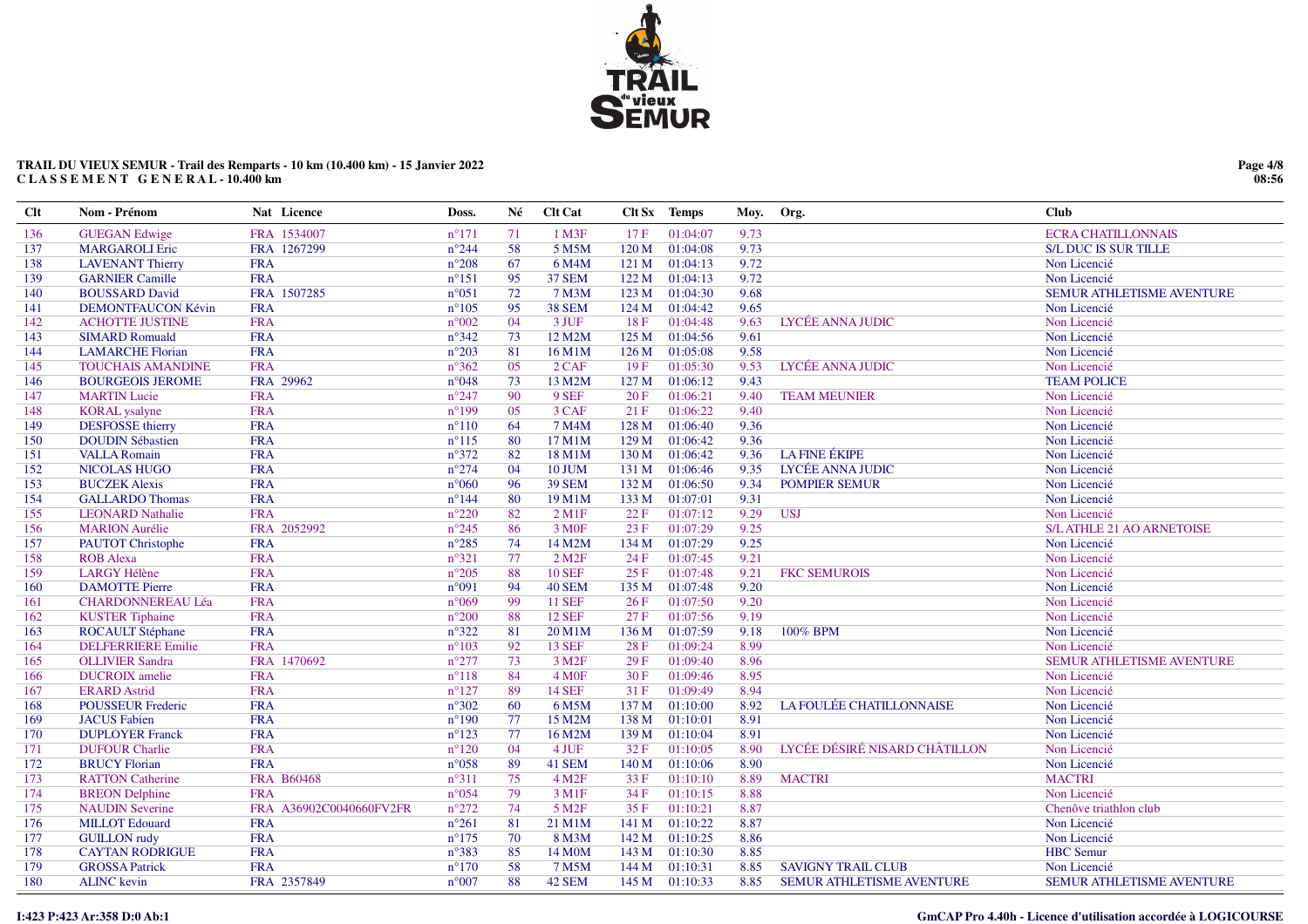**TRAIL DU VIEUX SEMUR - Trail des Remparts - 10 km (10.400 km) - 15 Janvier 2022**
**C L A S S E M E N T G E N E R A L - 10.400 km**

| Clt | Nom - Prénom | Nat | Licence | Doss. | Né | Clt Cat | Clt Sx | Temps | Moy. | Org. | Club |
|---|---|---|---|---|---|---|---|---|---|---|---|
| 136 | GUEGAN Edwige | FRA | 1534007 | n°171 | 71 | 1 M3F | 17 F | 01:04:07 | 9.73 | | ECRA CHATILLONNAIS |
| 137 | MARGAROLI Eric | FRA | 1267299 | n°244 | 58 | 5 M5M | 120 M | 01:04:08 | 9.73 | | S/L DUC IS SUR TILLE |
| 138 | LAVENANT Thierry | FRA | | n°208 | 67 | 6 M4M | 121 M | 01:04:13 | 9.72 | | Non Licencié |
| 139 | GARNIER Camille | FRA | | n°151 | 95 | 37 SEM | 122 M | 01:04:13 | 9.72 | | Non Licencié |
| 140 | BOUSSARD David | FRA | 1507285 | n°051 | 72 | 7 M3M | 123 M | 01:04:30 | 9.68 | | SEMUR ATHLETISME AVENTURE |
| 141 | DEMONTFAUCON Kévin | FRA | | n°105 | 95 | 38 SEM | 124 M | 01:04:42 | 9.65 | | Non Licencié |
| 142 | ACHOTTE JUSTINE | FRA | | n°002 | 04 | 3 JUF | 18 F | 01:04:48 | 9.63 | LYCÉE ANNA JUDIC | Non Licencié |
| 143 | SIMARD Romuald | FRA | | n°342 | 73 | 12 M2M | 125 M | 01:04:56 | 9.61 | | Non Licencié |
| 144 | LAMARCHE Florian | FRA | | n°203 | 81 | 16 M1M | 126 M | 01:05:08 | 9.58 | | Non Licencié |
| 145 | TOUCHAIS AMANDINE | FRA | | n°362 | 05 | 2 CAF | 19 F | 01:05:30 | 9.53 | LYCÉE ANNA JUDIC | Non Licencié |
| 146 | BOURGEOIS JEROME | FRA | 29962 | n°048 | 73 | 13 M2M | 127 M | 01:06:12 | 9.43 | | TEAM POLICE |
| 147 | MARTIN Lucie | FRA | | n°247 | 90 | 9 SEF | 20 F | 01:06:21 | 9.40 | TEAM MEUNIER | Non Licencié |
| 148 | KORAL ysalyne | FRA | | n°199 | 05 | 3 CAF | 21 F | 01:06:22 | 9.40 | | Non Licencié |
| 149 | DESFOSSE thierry | FRA | | n°110 | 64 | 7 M4M | 128 M | 01:06:40 | 9.36 | | Non Licencié |
| 150 | DOUDIN Sébastien | FRA | | n°115 | 80 | 17 M1M | 129 M | 01:06:42 | 9.36 | | Non Licencié |
| 151 | VALLA Romain | FRA | | n°372 | 82 | 18 M1M | 130 M | 01:06:42 | 9.36 | LA FINE ÉKIPE | Non Licencié |
| 152 | NICOLAS HUGO | FRA | | n°274 | 04 | 10 JUM | 131 M | 01:06:46 | 9.35 | LYCÉE ANNA JUDIC | Non Licencié |
| 153 | BUCZEK Alexis | FRA | | n°060 | 96 | 39 SEM | 132 M | 01:06:50 | 9.34 | POMPIER SEMUR | Non Licencié |
| 154 | GALLARDO Thomas | FRA | | n°144 | 80 | 19 M1M | 133 M | 01:07:01 | 9.31 | | Non Licencié |
| 155 | LEONARD Nathalie | FRA | | n°220 | 82 | 2 M1F | 22 F | 01:07:12 | 9.29 | USJ | Non Licencié |
| 156 | MARION Aurélie | FRA | 2052992 | n°245 | 86 | 3 M0F | 23 F | 01:07:29 | 9.25 | | S/L ATHLE 21 AO ARNETOISE |
| 157 | PAUTOT Christophe | FRA | | n°285 | 74 | 14 M2M | 134 M | 01:07:29 | 9.25 | | Non Licencié |
| 158 | ROB Alexa | FRA | | n°321 | 77 | 2 M2F | 24 F | 01:07:45 | 9.21 | | Non Licencié |
| 159 | LARGY Hélène | FRA | | n°205 | 88 | 10 SEF | 25 F | 01:07:48 | 9.21 | FKC SEMUROIS | Non Licencié |
| 160 | DAMOTTE Pierre | FRA | | n°091 | 94 | 40 SEM | 135 M | 01:07:48 | 9.20 | | Non Licencié |
| 161 | CHARDONNEREAU Léa | FRA | | n°069 | 99 | 11 SEF | 26 F | 01:07:50 | 9.20 | | Non Licencié |
| 162 | KUSTER Tiphaine | FRA | | n°200 | 88 | 12 SEF | 27 F | 01:07:56 | 9.19 | | Non Licencié |
| 163 | ROCAULT Stéphane | FRA | | n°322 | 81 | 20 M1M | 136 M | 01:07:59 | 9.18 | 100% BPM | Non Licencié |
| 164 | DELFERRIERE Emilie | FRA | | n°103 | 92 | 13 SEF | 28 F | 01:09:24 | 8.99 | | Non Licencié |
| 165 | OLLIVIER Sandra | FRA | 1470692 | n°277 | 73 | 3 M2F | 29 F | 01:09:40 | 8.96 | | SEMUR ATHLETISME AVENTURE |
| 166 | DUCROIX amelie | FRA | | n°118 | 84 | 4 M0F | 30 F | 01:09:46 | 8.95 | | Non Licencié |
| 167 | ERARD Astrid | FRA | | n°127 | 89 | 14 SEF | 31 F | 01:09:49 | 8.94 | | Non Licencié |
| 168 | POUSSEUR Frederic | FRA | | n°302 | 60 | 6 M5M | 137 M | 01:10:00 | 8.92 | LA FOULÉE CHATILLONNAISE | Non Licencié |
| 169 | JACUS Fabien | FRA | | n°190 | 77 | 15 M2M | 138 M | 01:10:01 | 8.91 | | Non Licencié |
| 170 | DUPLOYER Franck | FRA | | n°123 | 77 | 16 M2M | 139 M | 01:10:04 | 8.91 | | Non Licencié |
| 171 | DUFOUR Charlie | FRA | | n°120 | 04 | 4 JUF | 32 F | 01:10:05 | 8.90 | LYCÉE DÉSIRÉ NISARD CHÂTILLON | Non Licencié |
| 172 | BRUCY Florian | FRA | | n°058 | 89 | 41 SEM | 140 M | 01:10:06 | 8.90 | | Non Licencié |
| 173 | RATTON Catherine | FRA | B60468 | n°311 | 75 | 4 M2F | 33 F | 01:10:10 | 8.89 | MACTRI | MACTRI |
| 174 | BREON Delphine | FRA | | n°054 | 79 | 3 M1F | 34 F | 01:10:15 | 8.88 | | Non Licencié |
| 175 | NAUDIN Severine | FRA | A36902C0040660FV2FR | n°272 | 74 | 5 M2F | 35 F | 01:10:21 | 8.87 | | Chenôve triathlon club |
| 176 | MILLOT Edouard | FRA | | n°261 | 81 | 21 M1M | 141 M | 01:10:22 | 8.87 | | Non Licencié |
| 177 | GUILLON rudy | FRA | | n°175 | 70 | 8 M3M | 142 M | 01:10:25 | 8.86 | | Non Licencié |
| 178 | CAYTAN RODRIGUE | FRA | | n°383 | 85 | 14 M0M | 143 M | 01:10:30 | 8.85 | | HBC Semur |
| 179 | GROSSA Patrick | FRA | | n°170 | 58 | 7 M5M | 144 M | 01:10:31 | 8.85 | SAVIGNY TRAIL CLUB | Non Licencié |
| 180 | ALINC kevin | FRA | 2357849 | n°007 | 88 | 42 SEM | 145 M | 01:10:33 | 8.85 | SEMUR ATHLETISME AVENTURE | SEMUR ATHLETISME AVENTURE |

I:423 P:423 Ar:358 D:0 Ab:1

GmCAP Pro 4.40h - Licence d'utilisation accordée à LOGICOURSE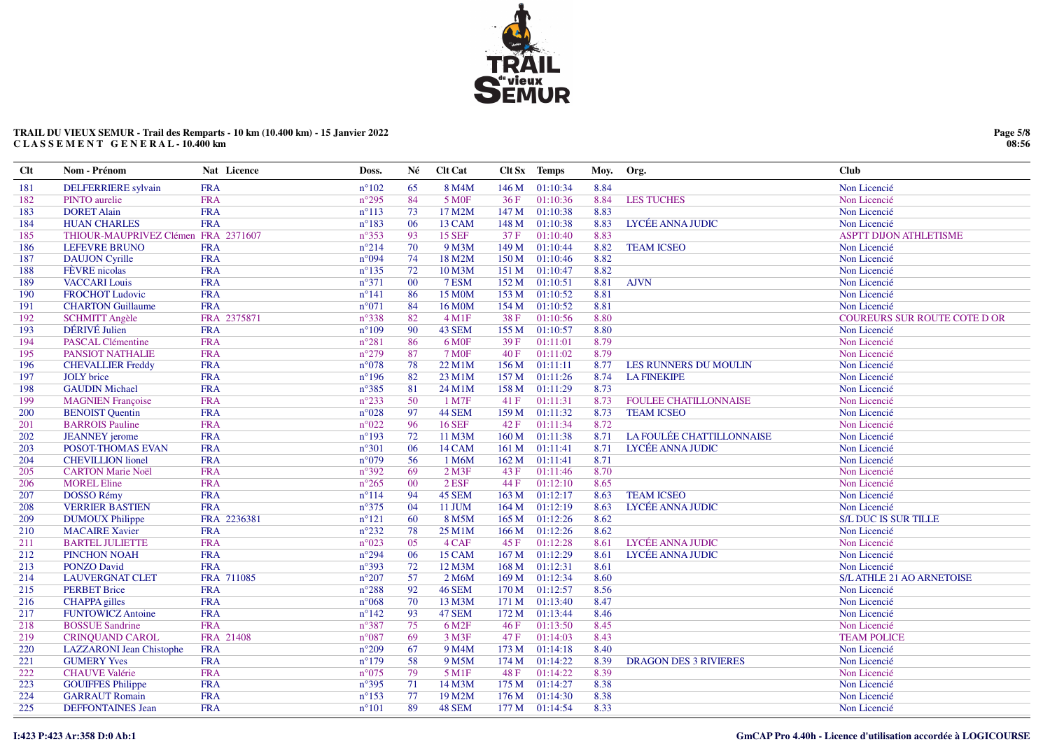**TRAIL DU VIEUX SEMUR - Trail des Remparts - 10 km (10.400 km) - 15 Janvier 2022**
**C L A S S E M E N T G E N E R A L - 10.400 km**

| Clt | Nom - Prénom | Nat | Licence | Doss. | Né | Clt Cat | Clt Sx | Temps | Moy. | Org. | Club |
|---|---|---|---|---|---|---|---|---|---|---|---|
| 181 | DELFERRIERE sylvain | FRA | | n°102 | 65 | 8 M4M | 146 M | 01:10:34 | 8.84 | | Non Licencié |
| 182 | PINTO aurelie | FRA | | n°295 | 84 | 5 M0F | 36 F | 01:10:36 | 8.84 | LES TUCHES | Non Licencié |
| 183 | DORET Alain | FRA | | n°113 | 73 | 17 M2M | 147 M | 01:10:38 | 8.83 | | Non Licencié |
| 184 | HUAN CHARLES | FRA | | n°183 | 06 | 13 CAM | 148 M | 01:10:38 | 8.83 | LYCÉE ANNA JUDIC | Non Licencié |
| 185 | THIOUR-MAUPRIVEZ Clémen | FRA | 2371607 | n°353 | 93 | 15 SEF | 37 F | 01:10:40 | 8.83 | | ASPTT DIJON ATHLETISME |
| 186 | LEFEVRE BRUNO | FRA | | n°214 | 70 | 9 M3M | 149 M | 01:10:44 | 8.82 | TEAM ICSEO | Non Licencié |
| 187 | DAUJON Cyrille | FRA | | n°094 | 74 | 18 M2M | 150 M | 01:10:46 | 8.82 | | Non Licencié |
| 188 | FÈVRE nicolas | FRA | | n°135 | 72 | 10 M3M | 151 M | 01:10:47 | 8.82 | | Non Licencié |
| 189 | VACCARI Louis | FRA | | n°371 | 00 | 7 ESM | 152 M | 01:10:51 | 8.81 | AJVN | Non Licencié |
| 190 | FROCHOT Ludovic | FRA | | n°141 | 86 | 15 M0M | 153 M | 01:10:52 | 8.81 | | Non Licencié |
| 191 | CHARTON Guillaume | FRA | | n°071 | 84 | 16 M0M | 154 M | 01:10:52 | 8.81 | | Non Licencié |
| 192 | SCHMITT Angèle | FRA | 2375871 | n°338 | 82 | 4 M1F | 38 F | 01:10:56 | 8.80 | | COUREURS SUR ROUTE COTE D OR |
| 193 | DÉRIVÉ Julien | FRA | | n°109 | 90 | 43 SEM | 155 M | 01:10:57 | 8.80 | | Non Licencié |
| 194 | PASCAL Clémentine | FRA | | n°281 | 86 | 6 M0F | 39 F | 01:11:01 | 8.79 | | Non Licencié |
| 195 | PANSIOT NATHALIE | FRA | | n°279 | 87 | 7 M0F | 40 F | 01:11:02 | 8.79 | | Non Licencié |
| 196 | CHEVALLIER Freddy | FRA | | n°078 | 78 | 22 M1M | 156 M | 01:11:11 | 8.77 | LES RUNNERS DU MOULIN | Non Licencié |
| 197 | JOLY brice | FRA | | n°196 | 82 | 23 M1M | 157 M | 01:11:26 | 8.74 | LA FINEKIPE | Non Licencié |
| 198 | GAUDIN Michael | FRA | | n°385 | 81 | 24 M1M | 158 M | 01:11:29 | 8.73 | | Non Licencié |
| 199 | MAGNIEN Françoise | FRA | | n°233 | 50 | 1 M7F | 41 F | 01:11:31 | 8.73 | FOULEE CHATILLONNAISE | Non Licencié |
| 200 | BENOIST Quentin | FRA | | n°028 | 97 | 44 SEM | 159 M | 01:11:32 | 8.73 | TEAM ICSEO | Non Licencié |
| 201 | BARROIS Pauline | FRA | | n°022 | 96 | 16 SEF | 42 F | 01:11:34 | 8.72 | | Non Licencié |
| 202 | JEANNEY jerome | FRA | | n°193 | 72 | 11 M3M | 160 M | 01:11:38 | 8.71 | LA FOULÉE CHATTILLONNAISE | Non Licencié |
| 203 | POSOT-THOMAS EVAN | FRA | | n°301 | 06 | 14 CAM | 161 M | 01:11:41 | 8.71 | LYCÉE ANNA JUDIC | Non Licencié |
| 204 | CHEVILLION lionel | FRA | | n°079 | 56 | 1 M6M | 162 M | 01:11:41 | 8.71 | | Non Licencié |
| 205 | CARTON Marie Noël | FRA | | n°392 | 69 | 2 M3F | 43 F | 01:11:46 | 8.70 | | Non Licencié |
| 206 | MOREL Eline | FRA | | n°265 | 00 | 2 ESF | 44 F | 01:12:10 | 8.65 | | Non Licencié |
| 207 | DOSSO Rémy | FRA | | n°114 | 94 | 45 SEM | 163 M | 01:12:17 | 8.63 | TEAM ICSEO | Non Licencié |
| 208 | VERRIER BASTIEN | FRA | | n°375 | 04 | 11 JUM | 164 M | 01:12:19 | 8.63 | LYCÉE ANNA JUDIC | Non Licencié |
| 209 | DUMOUX Philippe | FRA | 2236381 | n°121 | 60 | 8 M5M | 165 M | 01:12:26 | 8.62 | | S/L DUC IS SUR TILLE |
| 210 | MACAIRE Xavier | FRA | | n°232 | 78 | 25 M1M | 166 M | 01:12:26 | 8.62 | | Non Licencié |
| 211 | BARTEL JULIETTE | FRA | | n°023 | 05 | 4 CAF | 45 F | 01:12:28 | 8.61 | LYCÉE ANNA JUDIC | Non Licencié |
| 212 | PINCHON NOAH | FRA | | n°294 | 06 | 15 CAM | 167 M | 01:12:29 | 8.61 | LYCÉE ANNA JUDIC | Non Licencié |
| 213 | PONZO David | FRA | | n°393 | 72 | 12 M3M | 168 M | 01:12:31 | 8.61 | | Non Licencié |
| 214 | LAUVERGNAT CLET | FRA | 711085 | n°207 | 57 | 2 M6M | 169 M | 01:12:34 | 8.60 | | S/L ATHLE 21 AO ARNETOISE |
| 215 | PERBET Brice | FRA | | n°288 | 92 | 46 SEM | 170 M | 01:12:57 | 8.56 | | Non Licencié |
| 216 | CHAPPA gilles | FRA | | n°068 | 70 | 13 M3M | 171 M | 01:13:40 | 8.47 | | Non Licencié |
| 217 | FUNTOWICZ Antoine | FRA | | n°142 | 93 | 47 SEM | 172 M | 01:13:44 | 8.46 | | Non Licencié |
| 218 | BOSSUE Sandrine | FRA | | n°387 | 75 | 6 M2F | 46 F | 01:13:50 | 8.45 | | Non Licencié |
| 219 | CRINQUAND CAROL | FRA | 21408 | n°087 | 69 | 3 M3F | 47 F | 01:14:03 | 8.43 | | TEAM POLICE |
| 220 | LAZZARONI Jean Chistophe | FRA | | n°209 | 67 | 9 M4M | 173 M | 01:14:18 | 8.40 | | Non Licencié |
| 221 | GUMERY Yves | FRA | | n°179 | 58 | 9 M5M | 174 M | 01:14:22 | 8.39 | DRAGON DES 3 RIVIERES | Non Licencié |
| 222 | CHAUVE Valérie | FRA | | n°075 | 79 | 5 M1F | 48 F | 01:14:22 | 8.39 | | Non Licencié |
| 223 | GOUIFFES Philippe | FRA | | n°395 | 71 | 14 M3M | 175 M | 01:14:27 | 8.38 | | Non Licencié |
| 224 | GARRAUT Romain | FRA | | n°153 | 77 | 19 M2M | 176 M | 01:14:30 | 8.38 | | Non Licencié |
| 225 | DEFFONTAINES Jean | FRA | | n°101 | 89 | 48 SEM | 177 M | 01:14:54 | 8.33 | | Non Licencié |

I:423 P:423 Ar:358 D:0 Ab:1

GmCAP Pro 4.40h - Licence d'utilisation accordée à LOGICOURSE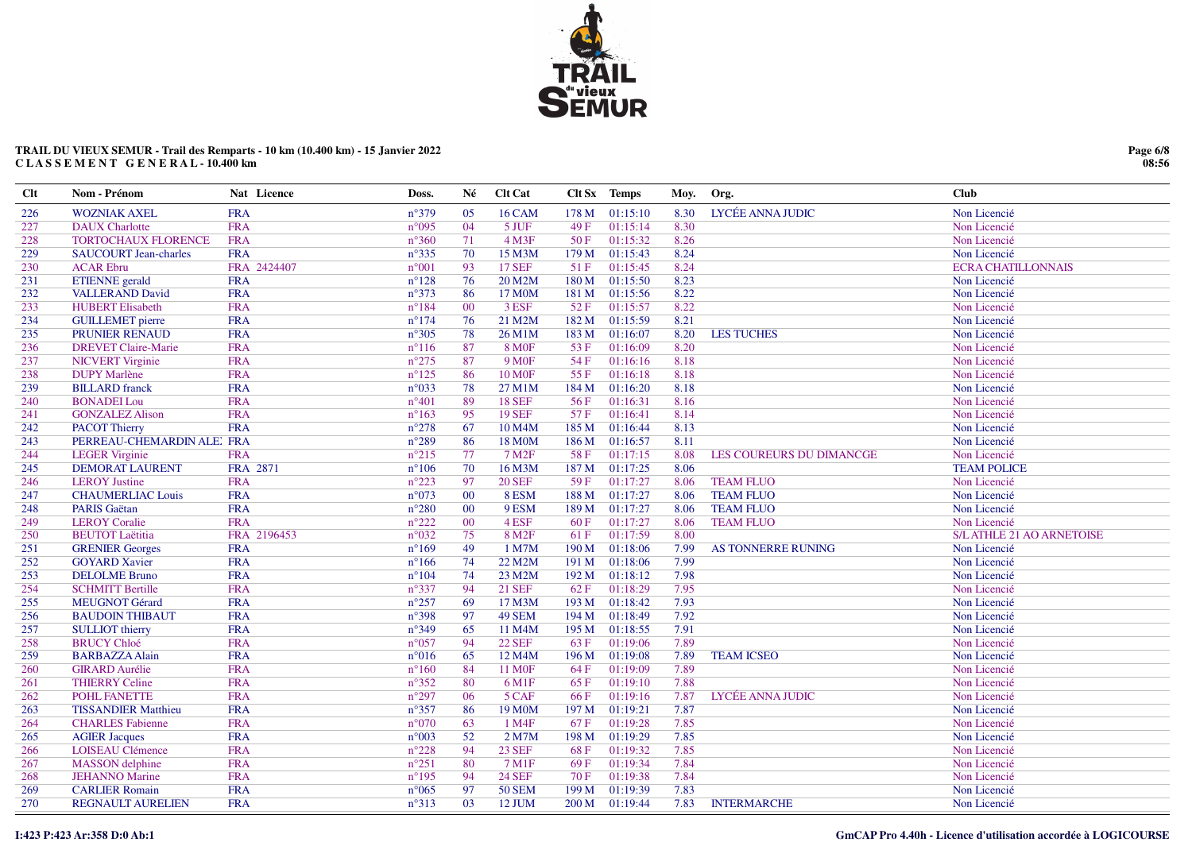**TRAIL DU VIEUX SEMUR - Trail des Remparts - 10 km (10.400 km) - 15 Janvier 2022**
**C L A S S E M E N T G E N E R A L - 10.400 km**

| Clt | Nom - Prénom | Nat | Licence | Doss. | Né | Clt Cat | Clt Sx | Temps | Moy. | Org. | Club |
|---|---|---|---|---|---|---|---|---|---|---|---|
| 226 | WOZNIAK AXEL | FRA | | n°379 | 05 | 16 CAM | 178 M | 01:15:10 | 8.30 | LYCÉE ANNA JUDIC | Non Licencié |
| 227 | DAUX Charlotte | FRA | | n°095 | 04 | 5 JUF | 49 F | 01:15:14 | 8.30 | | Non Licencié |
| 228 | TORTOCHAUX FLORENCE | FRA | | n°360 | 71 | 4 M3F | 50 F | 01:15:32 | 8.26 | | Non Licencié |
| 229 | SAUCOURT Jean-charles | FRA | | n°335 | 70 | 15 M3M | 179 M | 01:15:43 | 8.24 | | Non Licencié |
| 230 | ACAR Ebru | FRA | 2424407 | n°001 | 93 | 17 SEF | 51 F | 01:15:45 | 8.24 | | ECRA CHATILLONNAIS |
| 231 | ETIENNE gerald | FRA | | n°128 | 76 | 20 M2M | 180 M | 01:15:50 | 8.23 | | Non Licencié |
| 232 | VALLERAND David | FRA | | n°373 | 86 | 17 M0M | 181 M | 01:15:56 | 8.22 | | Non Licencié |
| 233 | HUBERT Elisabeth | FRA | | n°184 | 00 | 3 ESF | 52 F | 01:15:57 | 8.22 | | Non Licencié |
| 234 | GUILLEMET pierre | FRA | | n°174 | 76 | 21 M2M | 182 M | 01:15:59 | 8.21 | | Non Licencié |
| 235 | PRUNIER RENAUD | FRA | | n°305 | 78 | 26 M1M | 183 M | 01:16:07 | 8.20 | LES TUCHES | Non Licencié |
| 236 | DREVET Claire-Marie | FRA | | n°116 | 87 | 8 M0F | 53 F | 01:16:09 | 8.20 | | Non Licencié |
| 237 | NICVERT Virginie | FRA | | n°275 | 87 | 9 M0F | 54 F | 01:16:16 | 8.18 | | Non Licencié |
| 238 | DUPY Marlène | FRA | | n°125 | 86 | 10 M0F | 55 F | 01:16:18 | 8.18 | | Non Licencié |
| 239 | BILLARD franck | FRA | | n°033 | 78 | 27 M1M | 184 M | 01:16:20 | 8.18 | | Non Licencié |
| 240 | BONADEI Lou | FRA | | n°401 | 89 | 18 SEF | 56 F | 01:16:31 | 8.16 | | Non Licencié |
| 241 | GONZALEZ Alison | FRA | | n°163 | 95 | 19 SEF | 57 F | 01:16:41 | 8.14 | | Non Licencié |
| 242 | PACOT Thierry | FRA | | n°278 | 67 | 10 M4M | 185 M | 01:16:44 | 8.13 | | Non Licencié |
| 243 | PERREAU-CHEMARDIN ALE. | FRA | | n°289 | 86 | 18 M0M | 186 M | 01:16:57 | 8.11 | | Non Licencié |
| 244 | LEGER Virginie | FRA | | n°215 | 77 | 7 M2F | 58 F | 01:17:15 | 8.08 | LES COUREURS DU DIMANCGE | Non Licencié |
| 245 | DEMORAT LAURENT | FRA | 2871 | n°106 | 70 | 16 M3M | 187 M | 01:17:25 | 8.06 | | TEAM POLICE |
| 246 | LEROY Justine | FRA | | n°223 | 97 | 20 SEF | 59 F | 01:17:27 | 8.06 | TEAM FLUO | Non Licencié |
| 247 | CHAUMERLIAC Louis | FRA | | n°073 | 00 | 8 ESM | 188 M | 01:17:27 | 8.06 | TEAM FLUO | Non Licencié |
| 248 | PARIS Gaëtan | FRA | | n°280 | 00 | 9 ESM | 189 M | 01:17:27 | 8.06 | TEAM FLUO | Non Licencié |
| 249 | LEROY Coralie | FRA | | n°222 | 00 | 4 ESF | 60 F | 01:17:27 | 8.06 | TEAM FLUO | Non Licencié |
| 250 | BEUTOT Laëtitia | FRA | 2196453 | n°032 | 75 | 8 M2F | 61 F | 01:17:59 | 8.00 | | S/L ATHLE 21 AO ARNETOISE |
| 251 | GRENIER Georges | FRA | | n°169 | 49 | 1 M7M | 190 M | 01:18:06 | 7.99 | AS TONNERRE RUNING | Non Licencié |
| 252 | GOYARD Xavier | FRA | | n°166 | 74 | 22 M2M | 191 M | 01:18:06 | 7.99 | | Non Licencié |
| 253 | DELOLME Bruno | FRA | | n°104 | 74 | 23 M2M | 192 M | 01:18:12 | 7.98 | | Non Licencié |
| 254 | SCHMITT Bertille | FRA | | n°337 | 94 | 21 SEF | 62 F | 01:18:29 | 7.95 | | Non Licencié |
| 255 | MEUGNOT Gérard | FRA | | n°257 | 69 | 17 M3M | 193 M | 01:18:42 | 7.93 | | Non Licencié |
| 256 | BAUDOIN THIBAUT | FRA | | n°398 | 97 | 49 SEM | 194 M | 01:18:49 | 7.92 | | Non Licencié |
| 257 | SULLIOT thierry | FRA | | n°349 | 65 | 11 M4M | 195 M | 01:18:55 | 7.91 | | Non Licencié |
| 258 | BRUCY Chloé | FRA | | n°057 | 94 | 22 SEF | 63 F | 01:19:06 | 7.89 | | Non Licencié |
| 259 | BARBAZZA Alain | FRA | | n°016 | 65 | 12 M4M | 196 M | 01:19:08 | 7.89 | TEAM ICSEO | Non Licencié |
| 260 | GIRARD Aurélie | FRA | | n°160 | 84 | 11 M0F | 64 F | 01:19:09 | 7.89 | | Non Licencié |
| 261 | THIERRY Celine | FRA | | n°352 | 80 | 6 M1F | 65 F | 01:19:10 | 7.88 | | Non Licencié |
| 262 | POHL FANETTE | FRA | | n°297 | 06 | 5 CAF | 66 F | 01:19:16 | 7.87 | LYCÉE ANNA JUDIC | Non Licencié |
| 263 | TISSANDIER Matthieu | FRA | | n°357 | 86 | 19 M0M | 197 M | 01:19:21 | 7.87 | | Non Licencié |
| 264 | CHARLES Fabienne | FRA | | n°070 | 63 | 1 M4F | 67 F | 01:19:28 | 7.85 | | Non Licencié |
| 265 | AGIER Jacques | FRA | | n°003 | 52 | 2 M7M | 198 M | 01:19:29 | 7.85 | | Non Licencié |
| 266 | LOISEAU Clémence | FRA | | n°228 | 94 | 23 SEF | 68 F | 01:19:32 | 7.85 | | Non Licencié |
| 267 | MASSON delphine | FRA | | n°251 | 80 | 7 M1F | 69 F | 01:19:34 | 7.84 | | Non Licencié |
| 268 | JEHANNO Marine | FRA | | n°195 | 94 | 24 SEF | 70 F | 01:19:38 | 7.84 | | Non Licencié |
| 269 | CARLIER Romain | FRA | | n°065 | 97 | 50 SEM | 199 M | 01:19:39 | 7.83 | | Non Licencié |
| 270 | REGNAULT AURELIEN | FRA | | n°313 | 03 | 12 JUM | 200 M | 01:19:44 | 7.83 | INTERMARCHE | Non Licencié |

I:423 P:423 Ar:358 D:0 Ab:1

GmCAP Pro 4.40h - Licence d'utilisation accordée à LOGICOURSE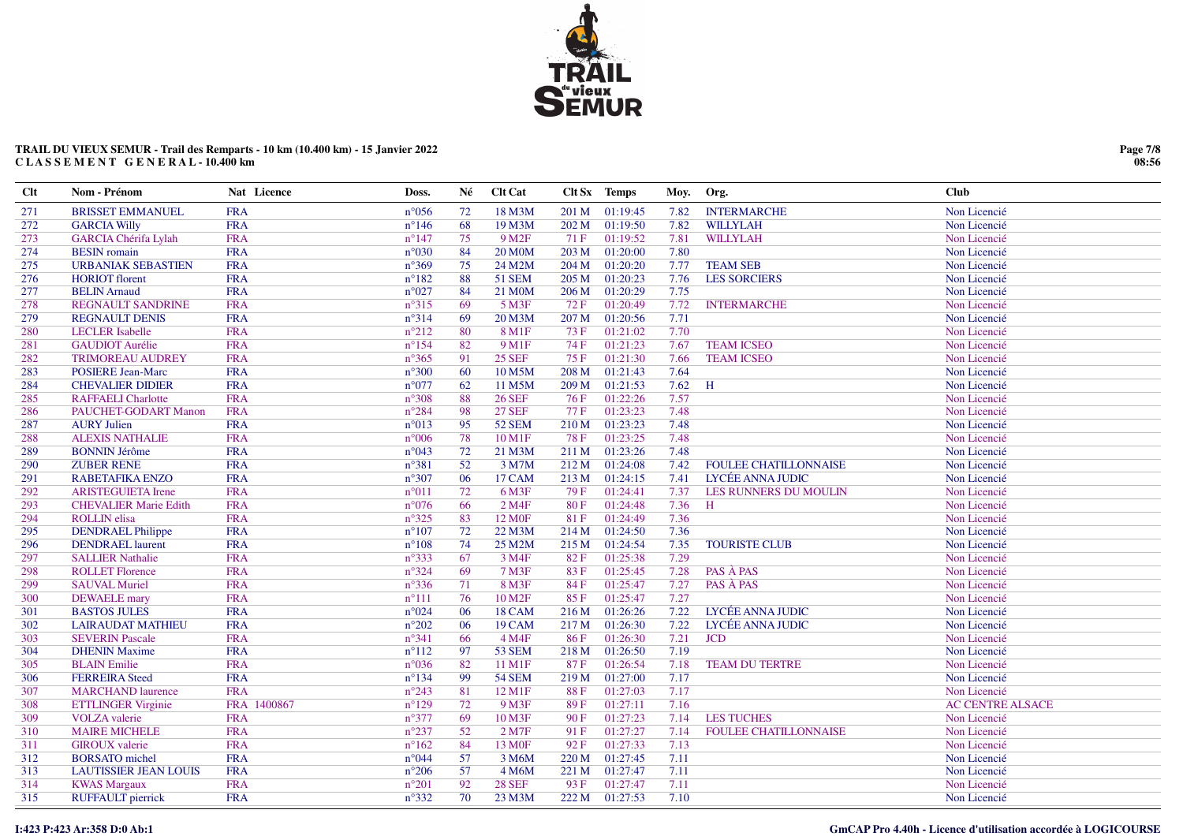**TRAIL DU VIEUX SEMUR - Trail des Remparts - 10 km (10.400 km) - 15 Janvier 2022**
**C L A S S E M E N T   G E N E R A L - 10.400 km**

| Clt | Nom - Prénom | Nat | Licence | Doss. | Né | Clt Cat | Clt Sx | Temps | Moy. | Org. | Club |
|---|---|---|---|---|---|---|---|---|---|---|---|
| 271 | BRISSET EMMANUEL | FRA | | n°056 | 72 | 18 M3M | 201 M | 01:19:45 | 7.82 | INTERMARCHE | Non Licencié |
| 272 | GARCIA Willy | FRA | | n°146 | 68 | 19 M3M | 202 M | 01:19:50 | 7.82 | WILLYLAH | Non Licencié |
| 273 | GARCIA Chérifa Lylah | FRA | | n°147 | 75 | 9 M2F | 71 F | 01:19:52 | 7.81 | WILLYLAH | Non Licencié |
| 274 | BESIN romain | FRA | | n°030 | 84 | 20 M0M | 203 M | 01:20:00 | 7.80 | | Non Licencié |
| 275 | URBANIAK SEBASTIEN | FRA | | n°369 | 75 | 24 M2M | 204 M | 01:20:20 | 7.77 | TEAM SEB | Non Licencié |
| 276 | HORIOT florent | FRA | | n°182 | 88 | 51 SEM | 205 M | 01:20:23 | 7.76 | LES SORCIERS | Non Licencié |
| 277 | BELIN Arnaud | FRA | | n°027 | 84 | 21 M0M | 206 M | 01:20:29 | 7.75 | | Non Licencié |
| 278 | REGNAULT SANDRINE | FRA | | n°315 | 69 | 5 M3F | 72 F | 01:20:49 | 7.72 | INTERMARCHE | Non Licencié |
| 279 | REGNAULT DENIS | FRA | | n°314 | 69 | 20 M3M | 207 M | 01:20:56 | 7.71 | | Non Licencié |
| 280 | LECLER Isabelle | FRA | | n°212 | 80 | 8 M1F | 73 F | 01:21:02 | 7.70 | | Non Licencié |
| 281 | GAUDIOT Aurélie | FRA | | n°154 | 82 | 9 M1F | 74 F | 01:21:23 | 7.67 | TEAM ICSEO | Non Licencié |
| 282 | TRIMOREAU AUDREY | FRA | | n°365 | 91 | 25 SEF | 75 F | 01:21:30 | 7.66 | TEAM ICSEO | Non Licencié |
| 283 | POSIERE Jean-Marc | FRA | | n°300 | 60 | 10 M5M | 208 M | 01:21:43 | 7.64 | | Non Licencié |
| 284 | CHEVALIER DIDIER | FRA | | n°077 | 62 | 11 M5M | 209 M | 01:21:53 | 7.62 | H | Non Licencié |
| 285 | RAFFAELI Charlotte | FRA | | n°308 | 88 | 26 SEF | 76 F | 01:22:26 | 7.57 | | Non Licencié |
| 286 | PAUCHET-GODART Manon | FRA | | n°284 | 98 | 27 SEF | 77 F | 01:23:23 | 7.48 | | Non Licencié |
| 287 | AURY Julien | FRA | | n°013 | 95 | 52 SEM | 210 M | 01:23:23 | 7.48 | | Non Licencié |
| 288 | ALEXIS NATHALIE | FRA | | n°006 | 78 | 10 M1F | 78 F | 01:23:25 | 7.48 | | Non Licencié |
| 289 | BONNIN Jérôme | FRA | | n°043 | 72 | 21 M3M | 211 M | 01:23:26 | 7.48 | | Non Licencié |
| 290 | ZUBER RENE | FRA | | n°381 | 52 | 3 M7M | 212 M | 01:24:08 | 7.42 | FOULEE CHATILLONNAISE | Non Licencié |
| 291 | RABETAFIKA ENZO | FRA | | n°307 | 06 | 17 CAM | 213 M | 01:24:15 | 7.41 | LYCÉE ANNA JUDIC | Non Licencié |
| 292 | ARISTEGUIETA Irene | FRA | | n°011 | 72 | 6 M3F | 79 F | 01:24:41 | 7.37 | LES RUNNERS DU MOULIN | Non Licencié |
| 293 | CHEVALIER Marie Edith | FRA | | n°076 | 66 | 2 M4F | 80 F | 01:24:48 | 7.36 | H | Non Licencié |
| 294 | ROLLIN elisa | FRA | | n°325 | 83 | 12 M0F | 81 F | 01:24:49 | 7.36 | | Non Licencié |
| 295 | DENDRAEL Philippe | FRA | | n°107 | 72 | 22 M3M | 214 M | 01:24:50 | 7.36 | | Non Licencié |
| 296 | DENDRAEL laurent | FRA | | n°108 | 74 | 25 M2M | 215 M | 01:24:54 | 7.35 | TOURISTE CLUB | Non Licencié |
| 297 | SALLIER Nathalie | FRA | | n°333 | 67 | 3 M4F | 82 F | 01:25:38 | 7.29 | | Non Licencié |
| 298 | ROLLET Florence | FRA | | n°324 | 69 | 7 M3F | 83 F | 01:25:45 | 7.28 | PAS À PAS | Non Licencié |
| 299 | SAUVAL Muriel | FRA | | n°336 | 71 | 8 M3F | 84 F | 01:25:47 | 7.27 | PAS À PAS | Non Licencié |
| 300 | DEWAELE mary | FRA | | n°111 | 76 | 10 M2F | 85 F | 01:25:47 | 7.27 | | Non Licencié |
| 301 | BASTOS JULES | FRA | | n°024 | 06 | 18 CAM | 216 M | 01:26:26 | 7.22 | LYCÉE ANNA JUDIC | Non Licencié |
| 302 | LAIRAUDAT MATHIEU | FRA | | n°202 | 06 | 19 CAM | 217 M | 01:26:30 | 7.22 | LYCÉE ANNA JUDIC | Non Licencié |
| 303 | SEVERIN Pascale | FRA | | n°341 | 66 | 4 M4F | 86 F | 01:26:30 | 7.21 | JCD | Non Licencié |
| 304 | DHENIN Maxime | FRA | | n°112 | 97 | 53 SEM | 218 M | 01:26:50 | 7.19 | | Non Licencié |
| 305 | BLAIN Emilie | FRA | | n°036 | 82 | 11 M1F | 87 F | 01:26:54 | 7.18 | TEAM DU TERTRE | Non Licencié |
| 306 | FERREIRA Steed | FRA | | n°134 | 99 | 54 SEM | 219 M | 01:27:00 | 7.17 | | Non Licencié |
| 307 | MARCHAND laurence | FRA | | n°243 | 81 | 12 M1F | 88 F | 01:27:03 | 7.17 | | Non Licencié |
| 308 | ETTLINGER Virginie | FRA | 1400867 | n°129 | 72 | 9 M3F | 89 F | 01:27:11 | 7.16 | | AC CENTRE ALSACE |
| 309 | VOLZA valerie | FRA | | n°377 | 69 | 10 M3F | 90 F | 01:27:23 | 7.14 | LES TUCHES | Non Licencié |
| 310 | MAIRE MICHELE | FRA | | n°237 | 52 | 2 M7F | 91 F | 01:27:27 | 7.14 | FOULEE CHATILLONNAISE | Non Licencié |
| 311 | GIROUX valerie | FRA | | n°162 | 84 | 13 M0F | 92 F | 01:27:33 | 7.13 | | Non Licencié |
| 312 | BORSATO michel | FRA | | n°044 | 57 | 3 M6M | 220 M | 01:27:45 | 7.11 | | Non Licencié |
| 313 | LAUTISSIER JEAN LOUIS | FRA | | n°206 | 57 | 4 M6M | 221 M | 01:27:47 | 7.11 | | Non Licencié |
| 314 | KWAS Margaux | FRA | | n°201 | 92 | 28 SEF | 93 F | 01:27:47 | 7.11 | | Non Licencié |
| 315 | RUFFAULT pierrick | FRA | | n°332 | 70 | 23 M3M | 222 M | 01:27:53 | 7.10 | | Non Licencié |

I:423 P:423 Ar:358 D:0 Ab:1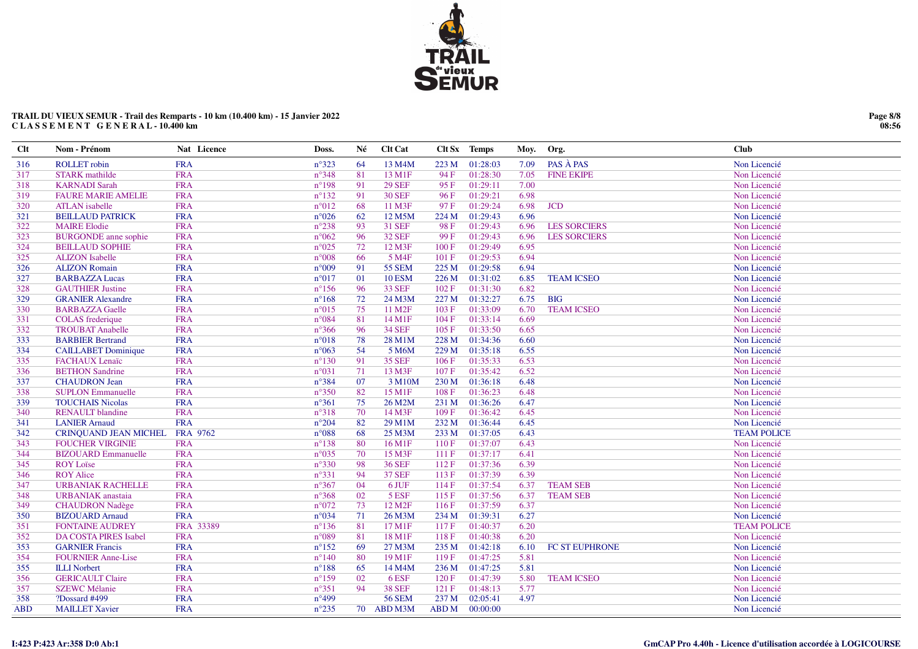**TRAIL DU VIEUX SEMUR - Trail des Remparts - 10 km (10.400 km) - 15 Janvier 2022**
**C L A S S E M E N T G E N E R A L - 10.400 km**

| Clt | Nom - Prénom | Nat | Licence | Doss. | Né | Clt Cat | Clt Sx | Temps | Moy. | Org. | Club |
|---|---|---|---|---|---|---|---|---|---|---|---|
| 316 | ROLLET robin | FRA | | n°323 | 64 | 13 M4M | 223 M | 01:28:03 | 7.09 | PAS À PAS | Non Licencié |
| 317 | STARK mathilde | FRA | | n°348 | 81 | 13 M1F | 94 F | 01:28:30 | 7.05 | FINE EKIPE | Non Licencié |
| 318 | KARNADI Sarah | FRA | | n°198 | 91 | 29 SEF | 95 F | 01:29:11 | 7.00 | | Non Licencié |
| 319 | FAURE MARIE AMELIE | FRA | | n°132 | 91 | 30 SEF | 96 F | 01:29:21 | 6.98 | | Non Licencié |
| 320 | ATLAN isabelle | FRA | | n°012 | 68 | 11 M3F | 97 F | 01:29:24 | 6.98 | JCD | Non Licencié |
| 321 | BEILLAUD PATRICK | FRA | | n°026 | 62 | 12 M5M | 224 M | 01:29:43 | 6.96 | | Non Licencié |
| 322 | MAIRE Elodie | FRA | | n°238 | 93 | 31 SEF | 98 F | 01:29:43 | 6.96 | LES SORCIERS | Non Licencié |
| 323 | BURGONDE anne sophie | FRA | | n°062 | 96 | 32 SEF | 99 F | 01:29:43 | 6.96 | LES SORCIERS | Non Licencié |
| 324 | BEILLAUD SOPHIE | FRA | | n°025 | 72 | 12 M3F | 100 F | 01:29:49 | 6.95 | | Non Licencié |
| 325 | ALIZON Isabelle | FRA | | n°008 | 66 | 5 M4F | 101 F | 01:29:53 | 6.94 | | Non Licencié |
| 326 | ALIZON Romain | FRA | | n°009 | 91 | 55 SEM | 225 M | 01:29:58 | 6.94 | | Non Licencié |
| 327 | BARBAZZA Lucas | FRA | | n°017 | 01 | 10 ESM | 226 M | 01:31:02 | 6.85 | TEAM ICSEO | Non Licencié |
| 328 | GAUTHIER Justine | FRA | | n°156 | 96 | 33 SEF | 102 F | 01:31:30 | 6.82 | | Non Licencié |
| 329 | GRANIER Alexandre | FRA | | n°168 | 72 | 24 M3M | 227 M | 01:32:27 | 6.75 | BIG | Non Licencié |
| 330 | BARBAZZA Gaelle | FRA | | n°015 | 75 | 11 M2F | 103 F | 01:33:09 | 6.70 | TEAM ICSEO | Non Licencié |
| 331 | COLAS frederique | FRA | | n°084 | 81 | 14 M1F | 104 F | 01:33:14 | 6.69 | | Non Licencié |
| 332 | TROUBAT Anabelle | FRA | | n°366 | 96 | 34 SEF | 105 F | 01:33:50 | 6.65 | | Non Licencié |
| 333 | BARBIER Bertrand | FRA | | n°018 | 78 | 28 M1M | 228 M | 01:34:36 | 6.60 | | Non Licencié |
| 334 | CAILLABET Dominique | FRA | | n°063 | 54 | 5 M6M | 229 M | 01:35:18 | 6.55 | | Non Licencié |
| 335 | FACHAUX Lenaïc | FRA | | n°130 | 91 | 35 SEF | 106 F | 01:35:33 | 6.53 | | Non Licencié |
| 336 | BETHON Sandrine | FRA | | n°031 | 71 | 13 M3F | 107 F | 01:35:42 | 6.52 | | Non Licencié |
| 337 | CHAUDRON Jean | FRA | | n°384 | 07 | 3 M10M | 230 M | 01:36:18 | 6.48 | | Non Licencié |
| 338 | SUPLON Emmanuelle | FRA | | n°350 | 82 | 15 M1F | 108 F | 01:36:23 | 6.48 | | Non Licencié |
| 339 | TOUCHAIS Nicolas | FRA | | n°361 | 75 | 26 M2M | 231 M | 01:36:26 | 6.47 | | Non Licencié |
| 340 | RENAULT blandine | FRA | | n°318 | 70 | 14 M3F | 109 F | 01:36:42 | 6.45 | | Non Licencié |
| 341 | LANIER Arnaud | FRA | | n°204 | 82 | 29 M1M | 232 M | 01:36:44 | 6.45 | | Non Licencié |
| 342 | CRINQUAND JEAN MICHEL | FRA | 9762 | n°088 | 68 | 25 M3M | 233 M | 01:37:05 | 6.43 | | TEAM POLICE |
| 343 | FOUCHER VIRGINIE | FRA | | n°138 | 80 | 16 M1F | 110 F | 01:37:07 | 6.43 | | Non Licencié |
| 344 | BIZOUARD Emmanuelle | FRA | | n°035 | 70 | 15 M3F | 111 F | 01:37:17 | 6.41 | | Non Licencié |
| 345 | ROY Loïse | FRA | | n°330 | 98 | 36 SEF | 112 F | 01:37:36 | 6.39 | | Non Licencié |
| 346 | ROY Alice | FRA | | n°331 | 94 | 37 SEF | 113 F | 01:37:39 | 6.39 | | Non Licencié |
| 347 | URBANIAK RACHELLE | FRA | | n°367 | 04 | 6 JUF | 114 F | 01:37:54 | 6.37 | TEAM SEB | Non Licencié |
| 348 | URBANIAK anastaia | FRA | | n°368 | 02 | 5 ESF | 115 F | 01:37:56 | 6.37 | TEAM SEB | Non Licencié |
| 349 | CHAUDRON Nadège | FRA | | n°072 | 73 | 12 M2F | 116 F | 01:37:59 | 6.37 | | Non Licencié |
| 350 | BIZOUARD Arnaud | FRA | | n°034 | 71 | 26 M3M | 234 M | 01:39:31 | 6.27 | | Non Licencié |
| 351 | FONTAINE AUDREY | FRA | 33389 | n°136 | 81 | 17 M1F | 117 F | 01:40:37 | 6.20 | | TEAM POLICE |
| 352 | DA COSTA PIRES Isabel | FRA | | n°089 | 81 | 18 M1F | 118 F | 01:40:38 | 6.20 | | Non Licencié |
| 353 | GARNIER Francis | FRA | | n°152 | 69 | 27 M3M | 235 M | 01:42:18 | 6.10 | FC ST EUPHRONE | Non Licencié |
| 354 | FOURNIER Anne-Lise | FRA | | n°140 | 80 | 19 M1F | 119 F | 01:47:25 | 5.81 | | Non Licencié |
| 355 | ILLI Norbert | FRA | | n°188 | 65 | 14 M4M | 236 M | 01:47:25 | 5.81 | | Non Licencié |
| 356 | GERICAULT Claire | FRA | | n°159 | 02 | 6 ESF | 120 F | 01:47:39 | 5.80 | TEAM ICSEO | Non Licencié |
| 357 | SZEWC Mélanie | FRA | | n°351 | 94 | 38 SEF | 121 F | 01:48:13 | 5.77 | | Non Licencié |
| 358 | ?Dossard #499 | FRA | | n°499 | | 56 SEM | 237 M | 02:05:41 | 4.97 | | Non Licencié |
| ABD | MAILLET Xavier | FRA | | n°235 | 70 | ABD M3M | ABD M | 00:00:00 | | | Non Licencié |

I:423 P:423 Ar:358 D:0 Ab:1

GmCAP Pro 4.40h - Licence d'utilisation accordée à LOGICOURSE